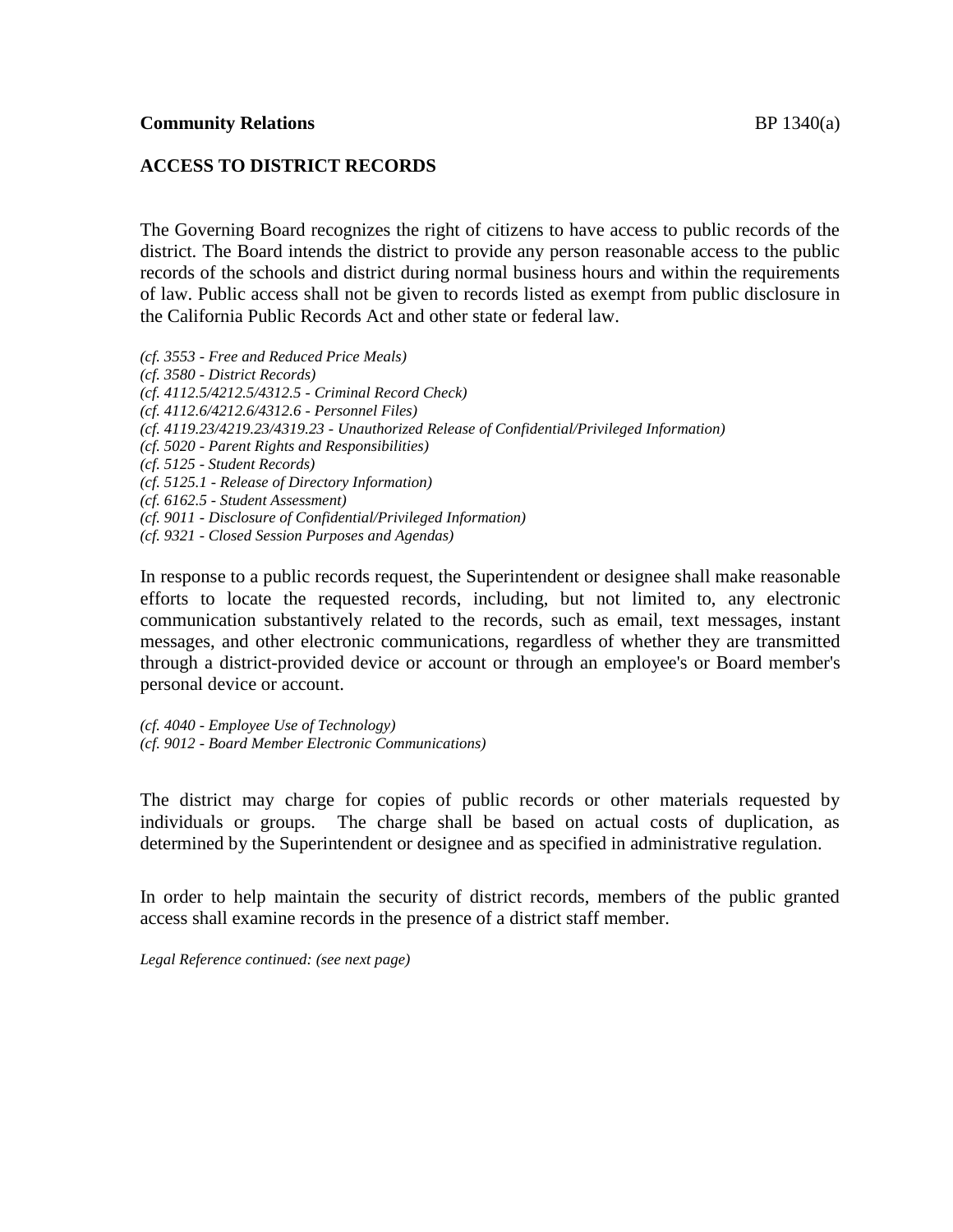**Community Relations** BP 1340(a)

## ACCESS TO DISTRICT RECORDS

The Governing Board recognizes the right of citizens to have access to public records of the district. The Board intends the district to provide any person reasonable access to the public records of the schools and district during normal business hours and within the requirements of law. Public access shall not be given to records listed as exempt from public disclosure in the California Public Records Act and other state or federal law.

*(cf. 3553 - Free and Reduced Price Meals)*
*(cf. 3580 - District Records)*
*(cf. 4112.5/4212.5/4312.5 - Criminal Record Check)*
*(cf. 4112.6/4212.6/4312.6 - Personnel Files)*
*(cf. 4119.23/4219.23/4319.23 - Unauthorized Release of Confidential/Privileged Information)*
*(cf. 5020 - Parent Rights and Responsibilities)*
*(cf. 5125 - Student Records)*
*(cf. 5125.1 - Release of Directory Information)*
*(cf. 6162.5 - Student Assessment)*
*(cf. 9011 - Disclosure of Confidential/Privileged Information)*
*(cf. 9321 - Closed Session Purposes and Agendas)*

In response to a public records request, the Superintendent or designee shall make reasonable efforts to locate the requested records, including, but not limited to, any electronic communication substantively related to the records, such as email, text messages, instant messages, and other electronic communications, regardless of whether they are transmitted through a district-provided device or account or through an employee's or Board member's personal device or account.

*(cf. 4040 - Employee Use of Technology)*
*(cf. 9012 - Board Member Electronic Communications)*

The district may charge for copies of public records or other materials requested by individuals or groups. The charge shall be based on actual costs of duplication, as determined by the Superintendent or designee and as specified in administrative regulation.

In order to help maintain the security of district records, members of the public granted access shall examine records in the presence of a district staff member.

*Legal Reference continued: (see next page)*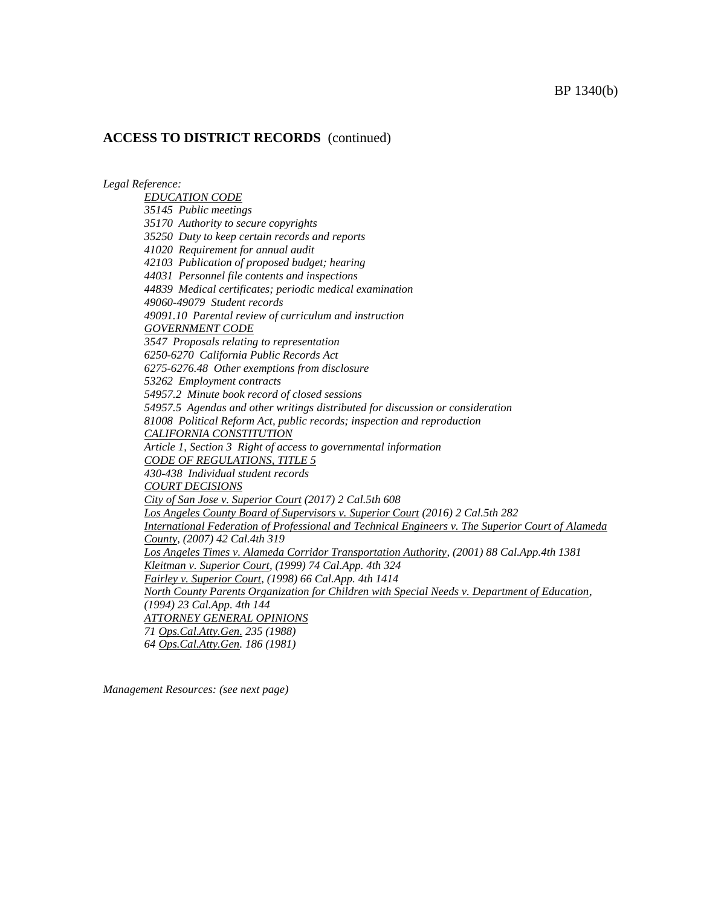**ACCESS TO DISTRICT RECORDS** (continued)

*Legal Reference:*

*EDUCATION CODE*
*35145 Public meetings*
*35170 Authority to secure copyrights*
*35250 Duty to keep certain records and reports*
*41020 Requirement for annual audit*
*42103 Publication of proposed budget; hearing*
*44031 Personnel file contents and inspections*
*44839 Medical certificates; periodic medical examination*
*49060-49079 Student records*
*49091.10 Parental review of curriculum and instruction*
*GOVERNMENT CODE*
*3547 Proposals relating to representation*
*6250-6270 California Public Records Act*
*6275-6276.48 Other exemptions from disclosure*
*53262 Employment contracts*
*54957.2 Minute book record of closed sessions*
*54957.5 Agendas and other writings distributed for discussion or consideration*
*81008 Political Reform Act, public records; inspection and reproduction*
*CALIFORNIA CONSTITUTION*
*Article 1, Section 3 Right of access to governmental information*
*CODE OF REGULATIONS, TITLE 5*
*430-438 Individual student records*
*COURT DECISIONS*
*City of San Jose v. Superior Court (2017) 2 Cal.5th 608*
*Los Angeles County Board of Supervisors v. Superior Court (2016) 2 Cal.5th 282*
*International Federation of Professional and Technical Engineers v. The Superior Court of Alameda County, (2007) 42 Cal.4th 319*
*Los Angeles Times v. Alameda Corridor Transportation Authority, (2001) 88 Cal.App.4th 1381*
*Kleitman v. Superior Court, (1999) 74 Cal.App. 4th 324*
*Fairley v. Superior Court, (1998) 66 Cal.App. 4th 1414*
*North County Parents Organization for Children with Special Needs v. Department of Education, (1994) 23 Cal.App. 4th 144*
*ATTORNEY GENERAL OPINIONS*
*71 Ops.Cal.Atty.Gen. 235 (1988)*
*64 Ops.Cal.Atty.Gen. 186 (1981)*

*Management Resources: (see next page)*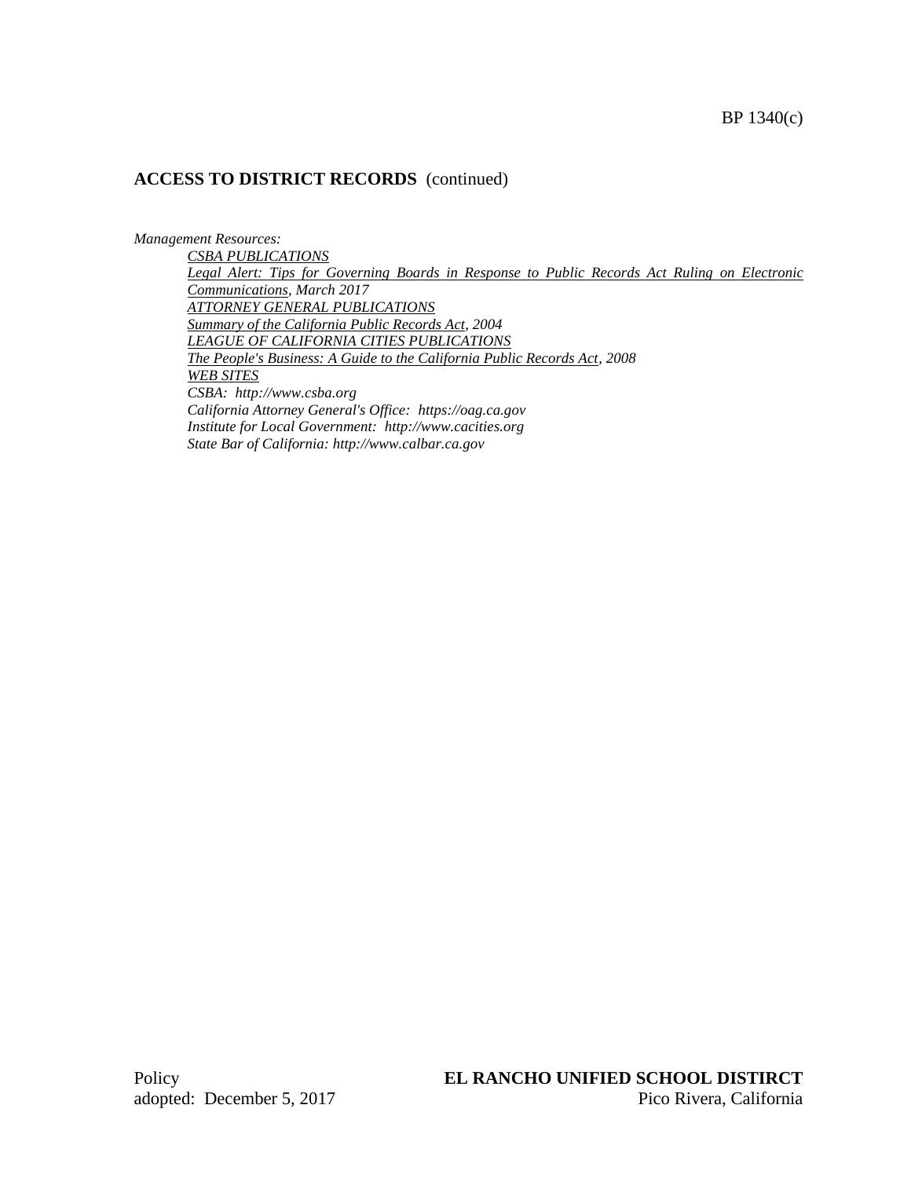## ACCESS TO DISTRICT RECORDS (continued)

*Management Resources:*

*CSBA PUBLICATIONS*

*Legal Alert: Tips for Governing Boards in Response to Public Records Act Ruling on Electronic Communications, March 2017*

*ATTORNEY GENERAL PUBLICATIONS*

*Summary of the California Public Records Act, 2004*

*LEAGUE OF CALIFORNIA CITIES PUBLICATIONS*

*The People's Business: A Guide to the California Public Records Act, 2008*

*WEB SITES*

*CSBA: http://www.csba.org*

*California Attorney General's Office: https://oag.ca.gov*

*Institute for Local Government: http://www.cacities.org*

*State Bar of California: http://www.calbar.ca.gov*

Policy
adopted: December 5, 2017

**EL RANCHO UNIFIED SCHOOL DISTIRCT**
Pico Rivera, California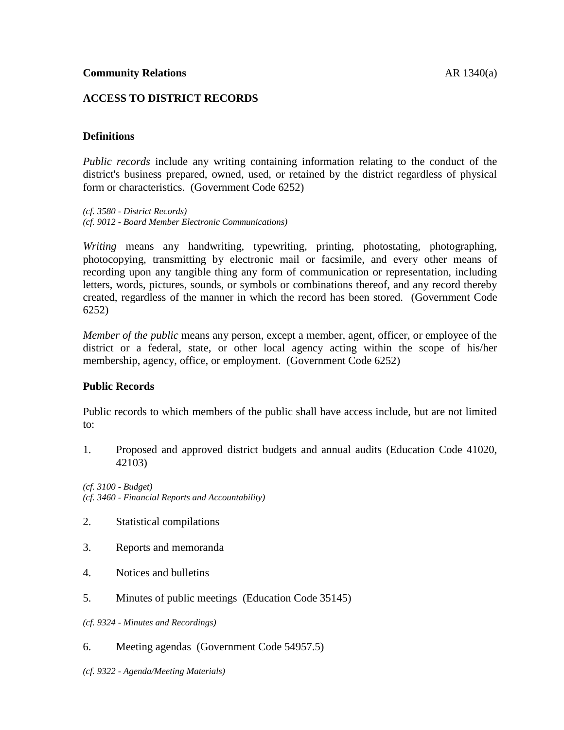**Community Relations** AR 1340(a)

## ACCESS TO DISTRICT RECORDS

### Definitions

*Public records* include any writing containing information relating to the conduct of the district's business prepared, owned, used, or retained by the district regardless of physical form or characteristics. (Government Code 6252)

*(cf. 3580 - District Records)*
*(cf. 9012 - Board Member Electronic Communications)*

*Writing* means any handwriting, typewriting, printing, photostating, photographing, photocopying, transmitting by electronic mail or facsimile, and every other means of recording upon any tangible thing any form of communication or representation, including letters, words, pictures, sounds, or symbols or combinations thereof, and any record thereby created, regardless of the manner in which the record has been stored. (Government Code 6252)

*Member of the public* means any person, except a member, agent, officer, or employee of the district or a federal, state, or other local agency acting within the scope of his/her membership, agency, office, or employment. (Government Code 6252)

### Public Records

Public records to which members of the public shall have access include, but are not limited to:

1. Proposed and approved district budgets and annual audits (Education Code 41020, 42103)

*(cf. 3100 - Budget)*
*(cf. 3460 - Financial Reports and Accountability)*

2. Statistical compilations

3. Reports and memoranda

4. Notices and bulletins

5. Minutes of public meetings (Education Code 35145)

*(cf. 9324 - Minutes and Recordings)*

6. Meeting agendas (Government Code 54957.5)

*(cf. 9322 - Agenda/Meeting Materials)*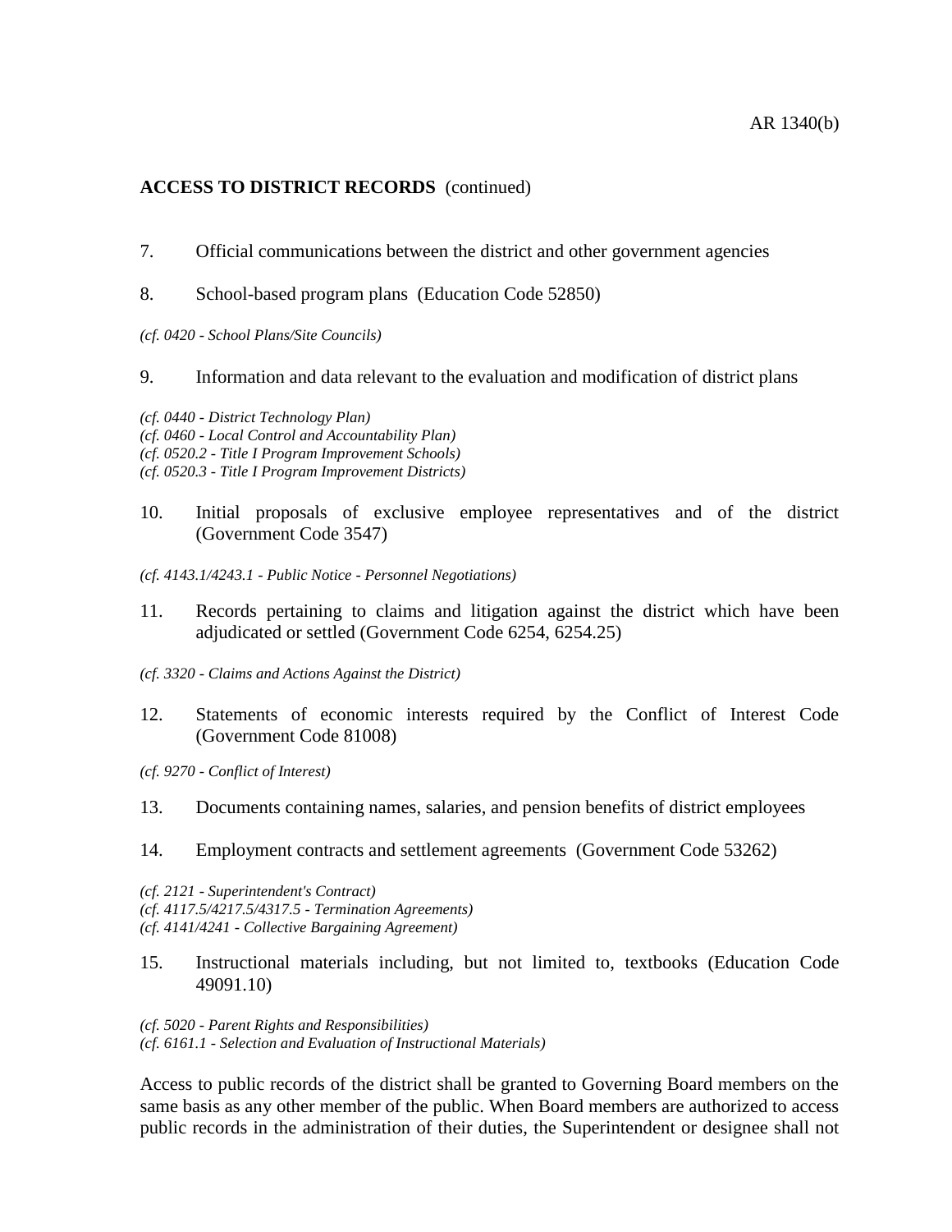**ACCESS TO DISTRICT RECORDS** (continued)

7. Official communications between the district and other government agencies

8. School-based program plans (Education Code 52850)

*(cf. 0420 - School Plans/Site Councils)*

9. Information and data relevant to the evaluation and modification of district plans

*(cf. 0440 - District Technology Plan)*
*(cf. 0460 - Local Control and Accountability Plan)*
*(cf. 0520.2 - Title I Program Improvement Schools)*
*(cf. 0520.3 - Title I Program Improvement Districts)*

10. Initial proposals of exclusive employee representatives and of the district (Government Code 3547)

*(cf. 4143.1/4243.1 - Public Notice - Personnel Negotiations)*

11. Records pertaining to claims and litigation against the district which have been adjudicated or settled (Government Code 6254, 6254.25)

*(cf. 3320 - Claims and Actions Against the District)*

12. Statements of economic interests required by the Conflict of Interest Code (Government Code 81008)

*(cf. 9270 - Conflict of Interest)*

13. Documents containing names, salaries, and pension benefits of district employees

14. Employment contracts and settlement agreements (Government Code 53262)

*(cf. 2121 - Superintendent's Contract)*
*(cf. 4117.5/4217.5/4317.5 - Termination Agreements)*
*(cf. 4141/4241 - Collective Bargaining Agreement)*

15. Instructional materials including, but not limited to, textbooks (Education Code 49091.10)

*(cf. 5020 - Parent Rights and Responsibilities)*
*(cf. 6161.1 - Selection and Evaluation of Instructional Materials)*

Access to public records of the district shall be granted to Governing Board members on the same basis as any other member of the public. When Board members are authorized to access public records in the administration of their duties, the Superintendent or designee shall not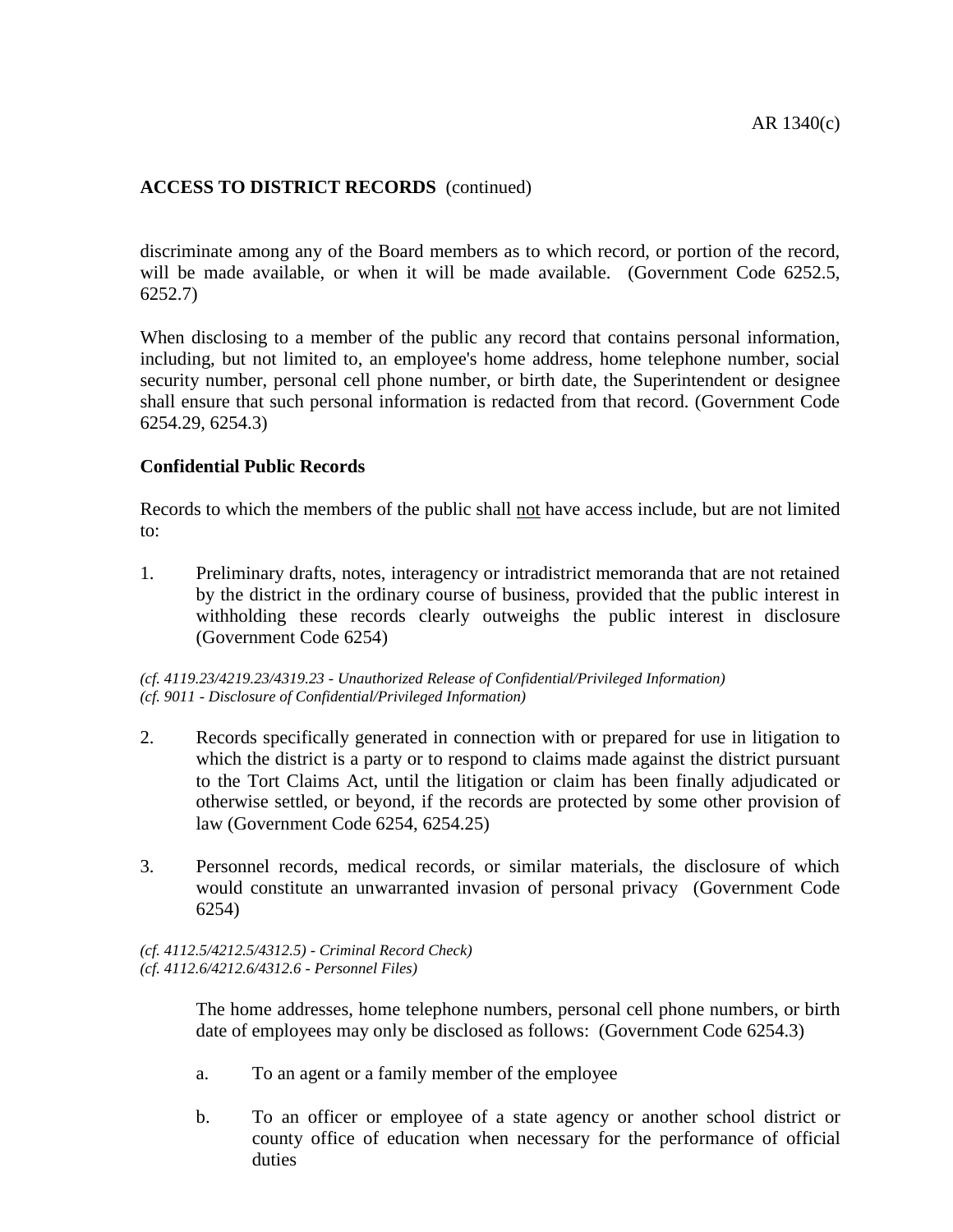**ACCESS TO DISTRICT RECORDS** (continued)

discriminate among any of the Board members as to which record, or portion of the record, will be made available, or when it will be made available. (Government Code 6252.5, 6252.7)

When disclosing to a member of the public any record that contains personal information, including, but not limited to, an employee's home address, home telephone number, social security number, personal cell phone number, or birth date, the Superintendent or designee shall ensure that such personal information is redacted from that record. (Government Code 6254.29, 6254.3)

**Confidential Public Records**

Records to which the members of the public shall <u>not</u> have access include, but are not limited to:

1. Preliminary drafts, notes, interagency or intradistrict memoranda that are not retained by the district in the ordinary course of business, provided that the public interest in withholding these records clearly outweighs the public interest in disclosure (Government Code 6254)

*(cf. 4119.23/4219.23/4319.23 - Unauthorized Release of Confidential/Privileged Information)*
*(cf. 9011 - Disclosure of Confidential/Privileged Information)*

2. Records specifically generated in connection with or prepared for use in litigation to which the district is a party or to respond to claims made against the district pursuant to the Tort Claims Act, until the litigation or claim has been finally adjudicated or otherwise settled, or beyond, if the records are protected by some other provision of law (Government Code 6254, 6254.25)

3. Personnel records, medical records, or similar materials, the disclosure of which would constitute an unwarranted invasion of personal privacy (Government Code 6254)

*(cf. 4112.5/4212.5/4312.5) - Criminal Record Check)*
*(cf. 4112.6/4212.6/4312.6 - Personnel Files)*

   The home addresses, home telephone numbers, personal cell phone numbers, or birth date of employees may only be disclosed as follows: (Government Code 6254.3)

   a. To an agent or a family member of the employee

   b. To an officer or employee of a state agency or another school district or county office of education when necessary for the performance of official duties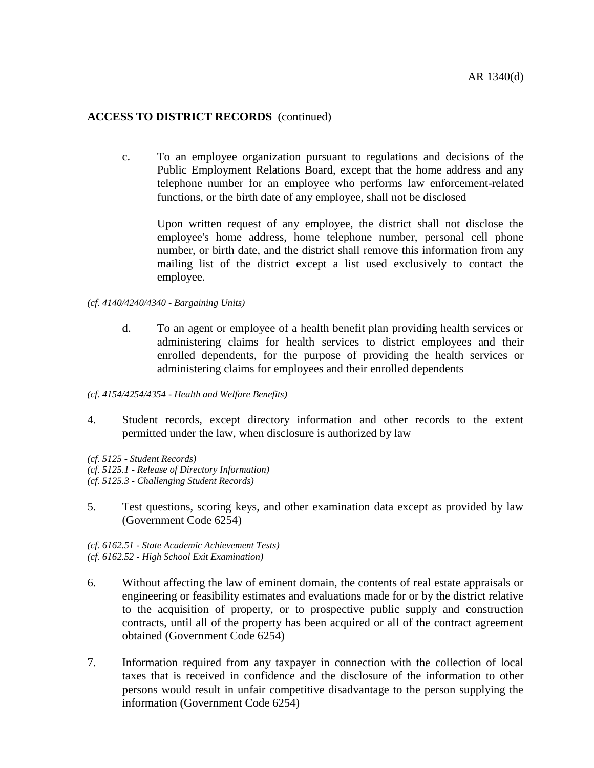**ACCESS TO DISTRICT RECORDS** (continued)

c. To an employee organization pursuant to regulations and decisions of the Public Employment Relations Board, except that the home address and any telephone number for an employee who performs law enforcement-related functions, or the birth date of any employee, shall not be disclosed

Upon written request of any employee, the district shall not disclose the employee's home address, home telephone number, personal cell phone number, or birth date, and the district shall remove this information from any mailing list of the district except a list used exclusively to contact the employee.

*(cf. 4140/4240/4340 - Bargaining Units)*

d. To an agent or employee of a health benefit plan providing health services or administering claims for health services to district employees and their enrolled dependents, for the purpose of providing the health services or administering claims for employees and their enrolled dependents

*(cf. 4154/4254/4354 - Health and Welfare Benefits)*

4. Student records, except directory information and other records to the extent permitted under the law, when disclosure is authorized by law

*(cf. 5125 - Student Records)*
*(cf. 5125.1 - Release of Directory Information)*
*(cf. 5125.3 - Challenging Student Records)*

5. Test questions, scoring keys, and other examination data except as provided by law (Government Code 6254)

*(cf. 6162.51 - State Academic Achievement Tests)*
*(cf. 6162.52 - High School Exit Examination)*

6. Without affecting the law of eminent domain, the contents of real estate appraisals or engineering or feasibility estimates and evaluations made for or by the district relative to the acquisition of property, or to prospective public supply and construction contracts, until all of the property has been acquired or all of the contract agreement obtained (Government Code 6254)

7. Information required from any taxpayer in connection with the collection of local taxes that is received in confidence and the disclosure of the information to other persons would result in unfair competitive disadvantage to the person supplying the information (Government Code 6254)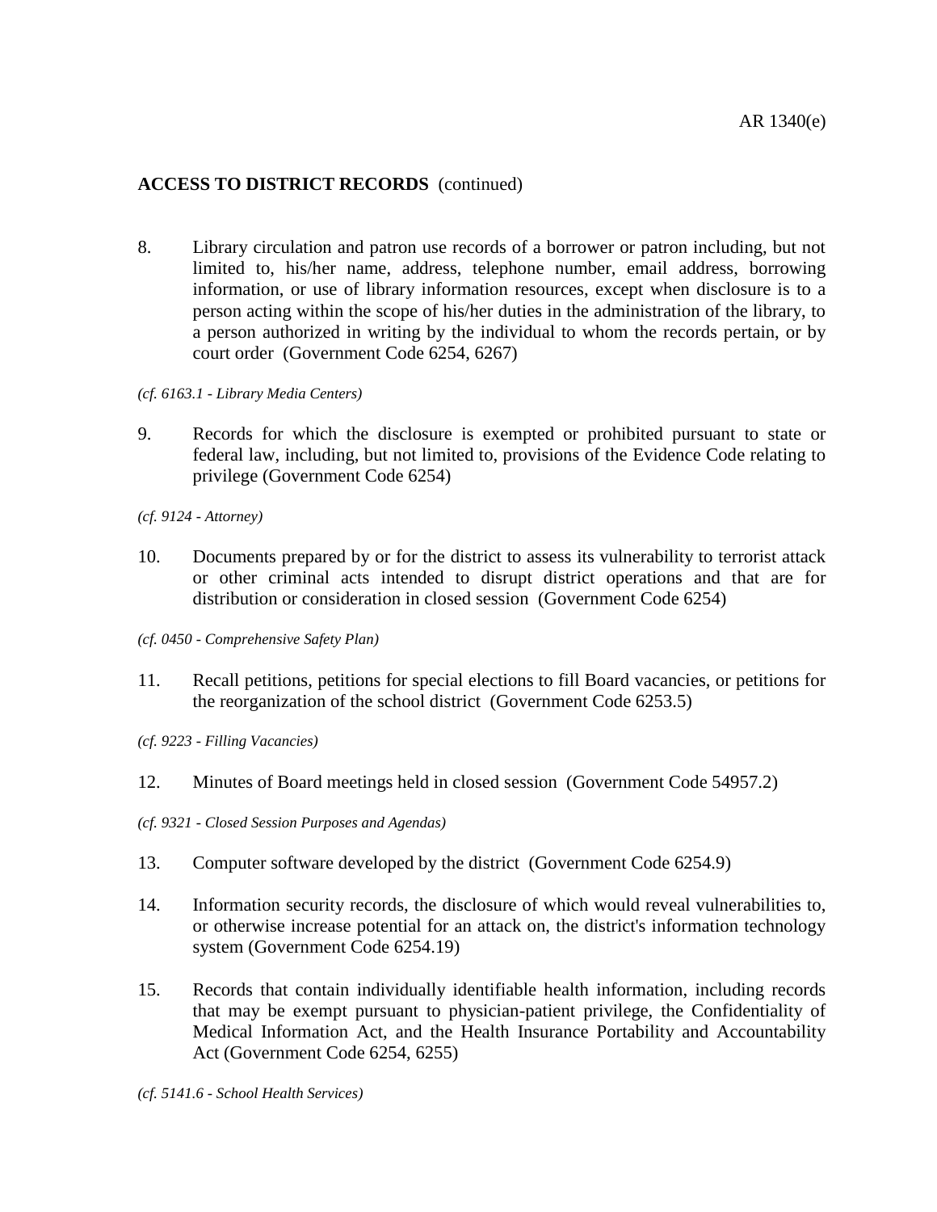**ACCESS TO DISTRICT RECORDS** (continued)

8. Library circulation and patron use records of a borrower or patron including, but not limited to, his/her name, address, telephone number, email address, borrowing information, or use of library information resources, except when disclosure is to a person acting within the scope of his/her duties in the administration of the library, to a person authorized in writing by the individual to whom the records pertain, or by court order (Government Code 6254, 6267)

*(cf. 6163.1 - Library Media Centers)*

9. Records for which the disclosure is exempted or prohibited pursuant to state or federal law, including, but not limited to, provisions of the Evidence Code relating to privilege (Government Code 6254)

*(cf. 9124 - Attorney)*

10. Documents prepared by or for the district to assess its vulnerability to terrorist attack or other criminal acts intended to disrupt district operations and that are for distribution or consideration in closed session (Government Code 6254)

*(cf. 0450 - Comprehensive Safety Plan)*

11. Recall petitions, petitions for special elections to fill Board vacancies, or petitions for the reorganization of the school district (Government Code 6253.5)

*(cf. 9223 - Filling Vacancies)*

12. Minutes of Board meetings held in closed session (Government Code 54957.2)

*(cf. 9321 - Closed Session Purposes and Agendas)*

13. Computer software developed by the district (Government Code 6254.9)

14. Information security records, the disclosure of which would reveal vulnerabilities to, or otherwise increase potential for an attack on, the district's information technology system (Government Code 6254.19)

15. Records that contain individually identifiable health information, including records that may be exempt pursuant to physician-patient privilege, the Confidentiality of Medical Information Act, and the Health Insurance Portability and Accountability Act (Government Code 6254, 6255)

*(cf. 5141.6 - School Health Services)*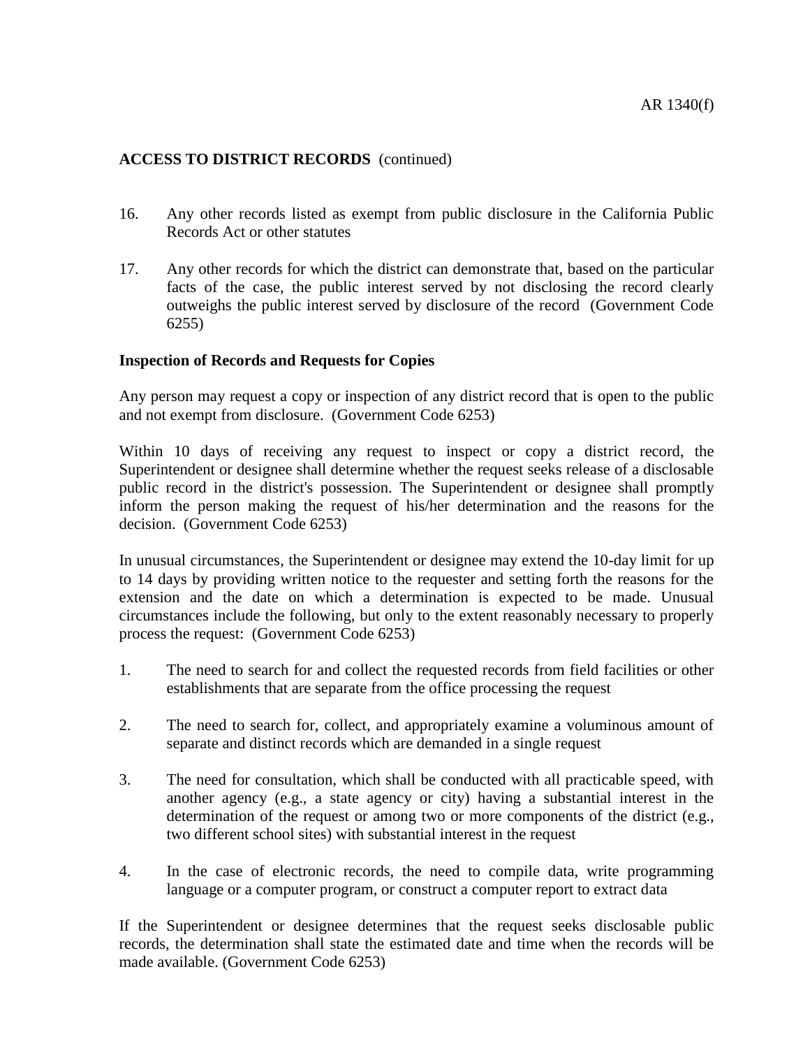**ACCESS TO DISTRICT RECORDS** (continued)

16. Any other records listed as exempt from public disclosure in the California Public Records Act or other statutes

17. Any other records for which the district can demonstrate that, based on the particular facts of the case, the public interest served by not disclosing the record clearly outweighs the public interest served by disclosure of the record (Government Code 6255)

**Inspection of Records and Requests for Copies**

Any person may request a copy or inspection of any district record that is open to the public and not exempt from disclosure. (Government Code 6253)

Within 10 days of receiving any request to inspect or copy a district record, the Superintendent or designee shall determine whether the request seeks release of a disclosable public record in the district's possession. The Superintendent or designee shall promptly inform the person making the request of his/her determination and the reasons for the decision. (Government Code 6253)

In unusual circumstances, the Superintendent or designee may extend the 10-day limit for up to 14 days by providing written notice to the requester and setting forth the reasons for the extension and the date on which a determination is expected to be made. Unusual circumstances include the following, but only to the extent reasonably necessary to properly process the request: (Government Code 6253)

1. The need to search for and collect the requested records from field facilities or other establishments that are separate from the office processing the request

2. The need to search for, collect, and appropriately examine a voluminous amount of separate and distinct records which are demanded in a single request

3. The need for consultation, which shall be conducted with all practicable speed, with another agency (e.g., a state agency or city) having a substantial interest in the determination of the request or among two or more components of the district (e.g., two different school sites) with substantial interest in the request

4. In the case of electronic records, the need to compile data, write programming language or a computer program, or construct a computer report to extract data

If the Superintendent or designee determines that the request seeks disclosable public records, the determination shall state the estimated date and time when the records will be made available. (Government Code 6253)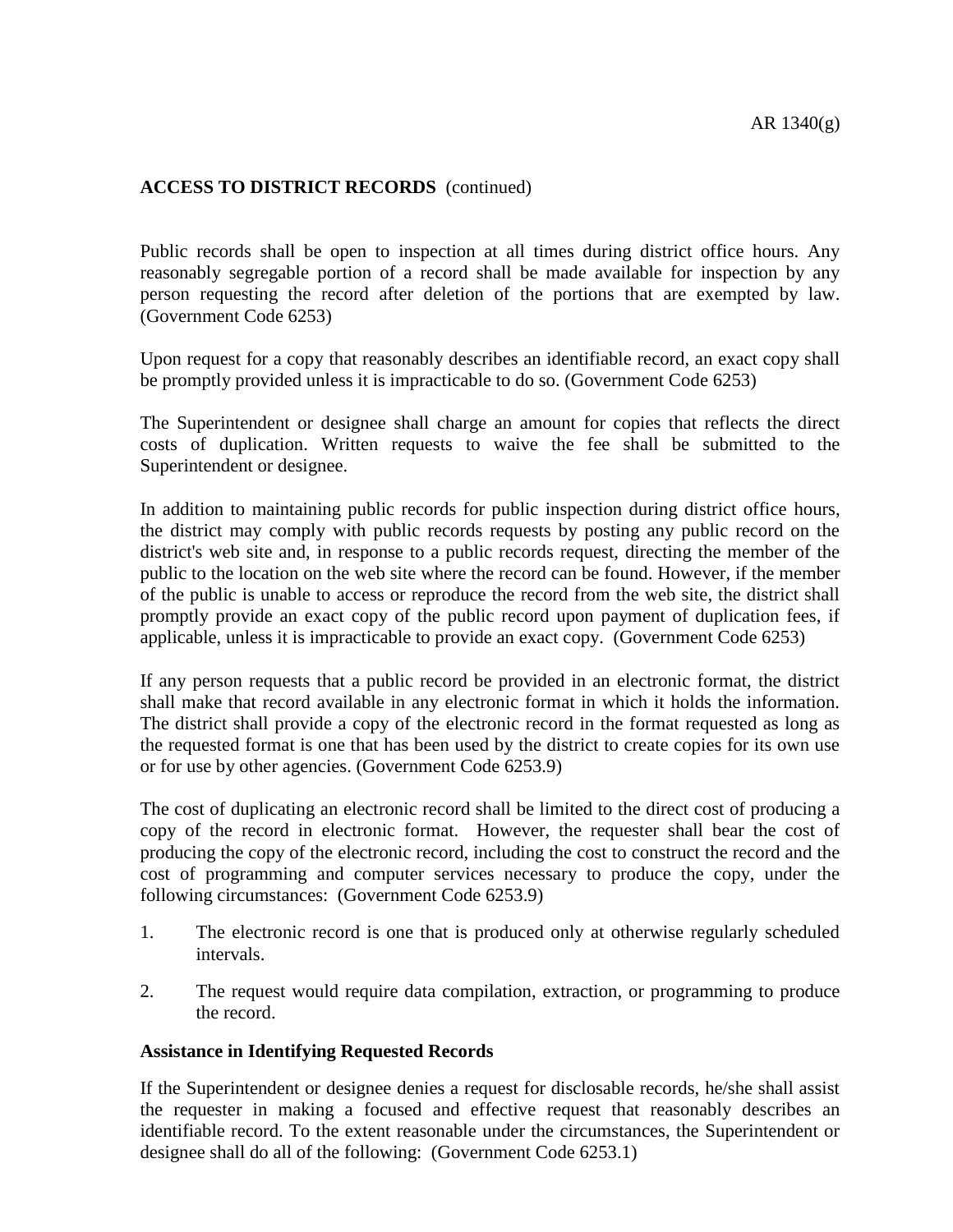**ACCESS TO DISTRICT RECORDS** (continued)

Public records shall be open to inspection at all times during district office hours. Any reasonably segregable portion of a record shall be made available for inspection by any person requesting the record after deletion of the portions that are exempted by law. (Government Code 6253)

Upon request for a copy that reasonably describes an identifiable record, an exact copy shall be promptly provided unless it is impracticable to do so. (Government Code 6253)

The Superintendent or designee shall charge an amount for copies that reflects the direct costs of duplication. Written requests to waive the fee shall be submitted to the Superintendent or designee.

In addition to maintaining public records for public inspection during district office hours, the district may comply with public records requests by posting any public record on the district's web site and, in response to a public records request, directing the member of the public to the location on the web site where the record can be found. However, if the member of the public is unable to access or reproduce the record from the web site, the district shall promptly provide an exact copy of the public record upon payment of duplication fees, if applicable, unless it is impracticable to provide an exact copy. (Government Code 6253)

If any person requests that a public record be provided in an electronic format, the district shall make that record available in any electronic format in which it holds the information. The district shall provide a copy of the electronic record in the format requested as long as the requested format is one that has been used by the district to create copies for its own use or for use by other agencies. (Government Code 6253.9)

The cost of duplicating an electronic record shall be limited to the direct cost of producing a copy of the record in electronic format. However, the requester shall bear the cost of producing the copy of the electronic record, including the cost to construct the record and the cost of programming and computer services necessary to produce the copy, under the following circumstances: (Government Code 6253.9)

1. The electronic record is one that is produced only at otherwise regularly scheduled intervals.

2. The request would require data compilation, extraction, or programming to produce the record.

**Assistance in Identifying Requested Records**

If the Superintendent or designee denies a request for disclosable records, he/she shall assist the requester in making a focused and effective request that reasonably describes an identifiable record. To the extent reasonable under the circumstances, the Superintendent or designee shall do all of the following: (Government Code 6253.1)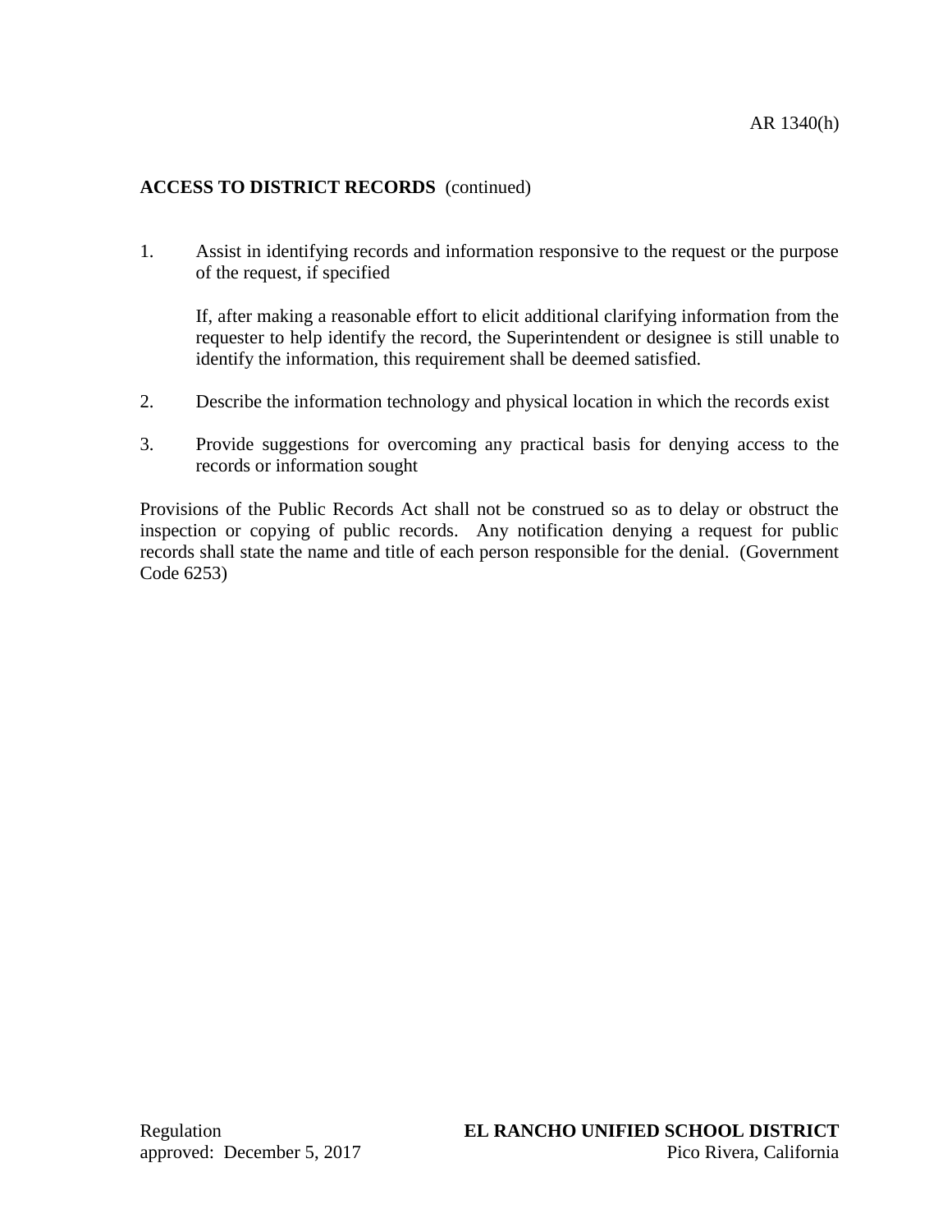**ACCESS TO DISTRICT RECORDS** (continued)

1. Assist in identifying records and information responsive to the request or the purpose of the request, if specified

   If, after making a reasonable effort to elicit additional clarifying information from the requester to help identify the record, the Superintendent or designee is still unable to identify the information, this requirement shall be deemed satisfied.

2. Describe the information technology and physical location in which the records exist

3. Provide suggestions for overcoming any practical basis for denying access to the records or information sought

Provisions of the Public Records Act shall not be construed so as to delay or obstruct the inspection or copying of public records. Any notification denying a request for public records shall state the name and title of each person responsible for the denial. (Government Code 6253)

Regulation
approved: December 5, 2017

**EL RANCHO UNIFIED SCHOOL DISTRICT**
Pico Rivera, California